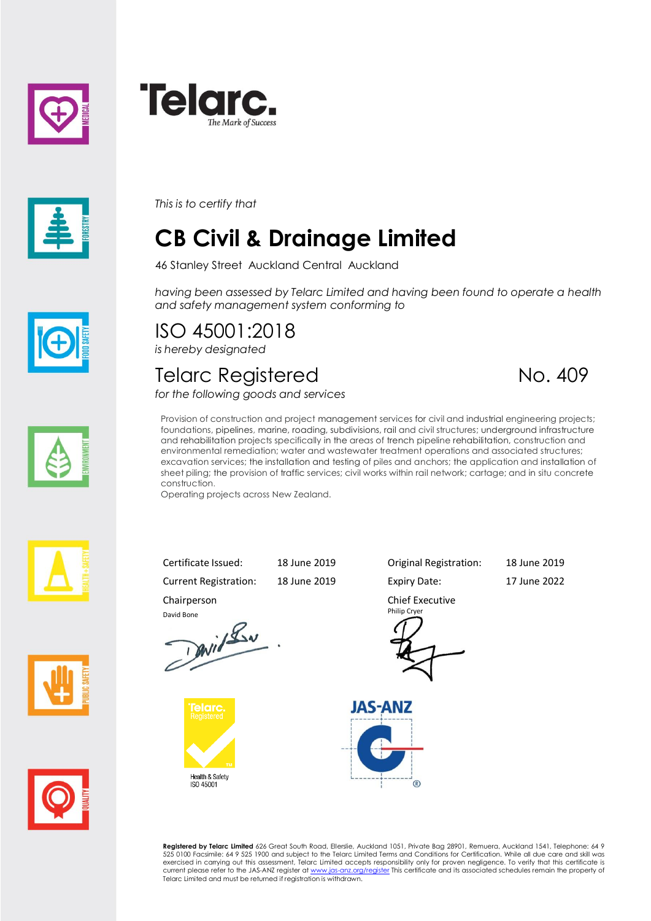# Telarc.

*The Mark of Success*

*This is to certify that*

# CB Civil & Drainage Limited

46 Stanley Street Auckland Central Auckland

*having been assessed by Telarc Limited and having been found to operate a health and safety management system conforming to*

## ISO 45001:2018

*is hereby designated*

## Telarc Registered No. 409

*for the following goods and services*

Provision of construction and project management services for civil and industrial engineering projects; foundations, pipelines, marine, roading, subdivisions, rail and civil structures; underground infrastructure and rehabilitation projects specifically in the areas of trench pipeline rehabilitation, construction and environmental remediation; water and wastewater treatment operations and associated structures; excavation services; the installation and testing of piles and anchors; the application and installation of sheet piling; the provision of traffic services; civil works within rail network; cartage; and in situ concrete construction.

Operating projects across New Zealand.

| | | | |
|---|---|---|---|
| Certificate Issued: | 18 June 2019 | Original Registration: | 18 June 2019 |
| Current Registration: | 18 June 2019 | Expiry Date: | 17 June 2022 |

Chairperson
David Bone

Chief Executive
Philip Cryer

Telarc. Registered
Health & Safety
ISO 45001

JAS-ANZ

**Registered by Telarc Limited** 626 Great South Road, Ellerslie, Auckland 1051, Private Bag 28901, Remuera, Auckland 1541, Telephone: 64 9 525 0100 Facsimile: 64 9 525 1900 and subject to the Telarc Limited Terms and Conditions for Certification. While all due care and skill was exercised in carrying out this assessment, Telarc Limited accepts responsibility only for proven negligence. To verify that this certificate is current please refer to the JAS-ANZ register at www.jas-anz.org/register This certificate and its associated schedules remain the property of Telarc Limited and must be returned if registration is withdrawn.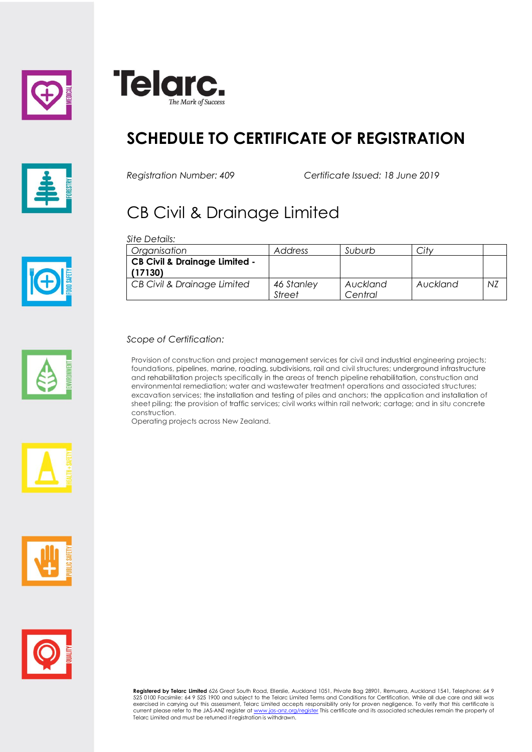Telarc.
The Mark of Success

# SCHEDULE TO CERTIFICATE OF REGISTRATION

*Registration Number: 409* *Certificate Issued: 18 June 2019*

## CB Civil & Drainage Limited

*Site Details:*

| *Organisation* | *Address* | *Suburb* | *City* | |
|---|---|---|---|---|
| **CB Civil & Drainage Limited - (17130)** | | | | |
| *CB Civil & Drainage Limited* | *46 Stanley Street* | *Auckland Central* | *Auckland* | *NZ* |

*Scope of Certification:*

Provision of construction and project management services for civil and industrial engineering projects; foundations, pipelines, marine, roading, subdivisions, rail and civil structures; underground infrastructure and rehabilitation projects specifically in the areas of trench pipeline rehabilitation, construction and environmental remediation; water and wastewater treatment operations and associated structures; excavation services; the installation and testing of piles and anchors; the application and installation of sheet piling; the provision of traffic services; civil works within rail network; cartage; and in situ concrete construction.
Operating projects across New Zealand.

**Registered by Telarc Limited** 626 Great South Road, Ellerslie, Auckland 1051, Private Bag 28901, Remuera, Auckland 1541, Telephone: 64 9 525 0100 Facsimile: 64 9 525 1900 and subject to the Telarc Limited Terms and Conditions for Certification. While all due care and skill was exercised in carrying out this assessment, Telarc Limited accepts responsibility only for proven negligence. To verify that this certificate is current please refer to the JAS-ANZ register at www.jas-anz.org/register This certificate and its associated schedules remain the property of Telarc Limited and must be returned if registration is withdrawn.